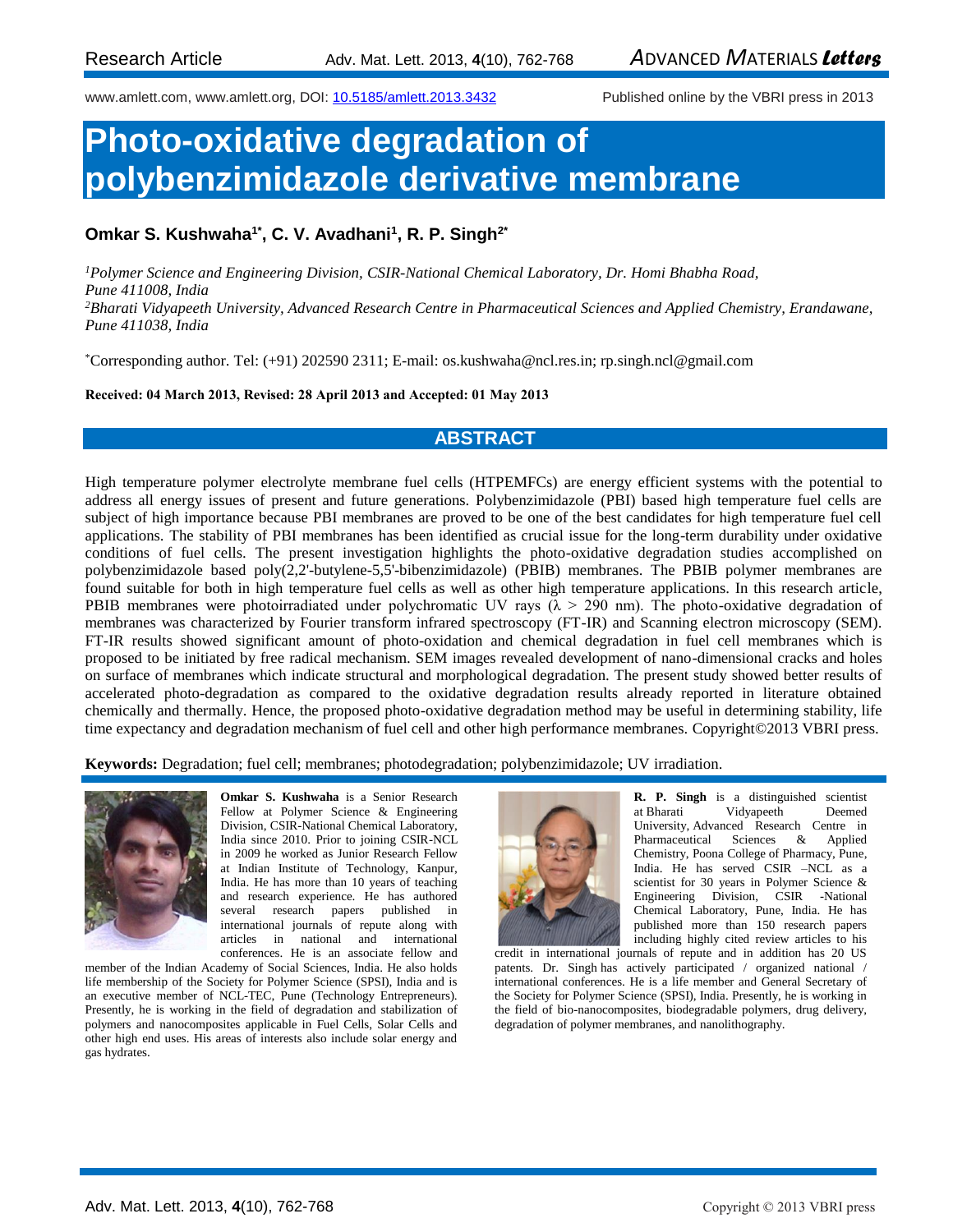Research Article

www.amlett.com, www.amlett.org, DOI: 10.5185/amlett.2013.3432 Published online by the VBRI press in 2013

# Photo-oxidative degradation of polybenzimidazole derivative membrane

**Omkar S. Kushwaha[1*], C. V. Avadhani[1], R. P. Singh[2*]**

*[1]Polymer Science and Engineering Division, CSIR-National Chemical Laboratory, Dr. Homi Bhabha Road, Pune 411008, India*

*[2]Bharati Vidyapeeth University, Advanced Research Centre in Pharmaceutical Sciences and Applied Chemistry, Erandawane, Pune 411038, India*

[*]Corresponding author. Tel: (+91) 202590 2311; E-mail: os.kushwaha@ncl.res.in; rp.singh.ncl@gmail.com

**Received: 04 March 2013, Revised: 28 April 2013 and Accepted: 01 May 2013**

## ABSTRACT

High temperature polymer electrolyte membrane fuel cells (HTPEMFCs) are energy efficient systems with the potential to address all energy issues of present and future generations. Polybenzimidazole (PBI) based high temperature fuel cells are subject of high importance because PBI membranes are proved to be one of the best candidates for high temperature fuel cell applications. The stability of PBI membranes has been identified as crucial issue for the long-term durability under oxidative conditions of fuel cells. The present investigation highlights the photo-oxidative degradation studies accomplished on polybenzimidazole based poly(2,2'-butylene-5,5'-bibenzimidazole) (PBIB) membranes. The PBIB polymer membranes are found suitable for both in high temperature fuel cells as well as other high temperature applications. In this research article, PBIB membranes were photoirradiated under polychromatic UV rays ($\lambda$ > 290 nm). The photo-oxidative degradation of membranes was characterized by Fourier transform infrared spectroscopy (FT-IR) and Scanning electron microscopy (SEM). FT-IR results showed significant amount of photo-oxidation and chemical degradation in fuel cell membranes which is proposed to be initiated by free radical mechanism. SEM images revealed development of nano-dimensional cracks and holes on surface of membranes which indicate structural and morphological degradation. The present study showed better results of accelerated photo-degradation as compared to the oxidative degradation results already reported in literature obtained chemically and thermally. Hence, the proposed photo-oxidative degradation method may be useful in determining stability, life time expectancy and degradation mechanism of fuel cell and other high performance membranes. Copyright©2013 VBRI press.

**Keywords:** Degradation; fuel cell; membranes; photodegradation; polybenzimidazole; UV irradiation.

**Omkar S. Kushwaha** is a Senior Research Fellow at Polymer Science & Engineering Division, CSIR-National Chemical Laboratory, India since 2010. Prior to joining CSIR-NCL in 2009 he worked as Junior Research Fellow at Indian Institute of Technology, Kanpur, India. He has more than 10 years of teaching and research experience. He has authored several research papers published in international journals of repute along with articles in national and international conferences. He is an associate fellow and member of the Indian Academy of Social Sciences, India. He also holds life membership of the Society for Polymer Science (SPSI), India and is an executive member of NCL-TEC, Pune (Technology Entrepreneurs). Presently, he is working in the field of degradation and stabilization of polymers and nanocomposites applicable in Fuel Cells, Solar Cells and other high end uses. His areas of interests also include solar energy and gas hydrates.

**R. P. Singh** is a distinguished scientist at Bharati Vidyapeeth Deemed University, Advanced Research Centre in Pharmaceutical Sciences & Applied Chemistry, Poona College of Pharmacy, Pune, India. He has served CSIR –NCL as a scientist for 30 years in Polymer Science & Engineering Division, CSIR -National Chemical Laboratory, Pune, India. He has published more than 150 research papers including highly cited review articles to his credit in international journals of repute and in addition has 20 US patents. Dr. Singh has actively participated / organized national / international conferences. He is a life member and General Secretary of the Society for Polymer Science (SPSI), India. Presently, he is working in the field of bio-nanocomposites, biodegradable polymers, drug delivery, degradation of polymer membranes, and nanolithography.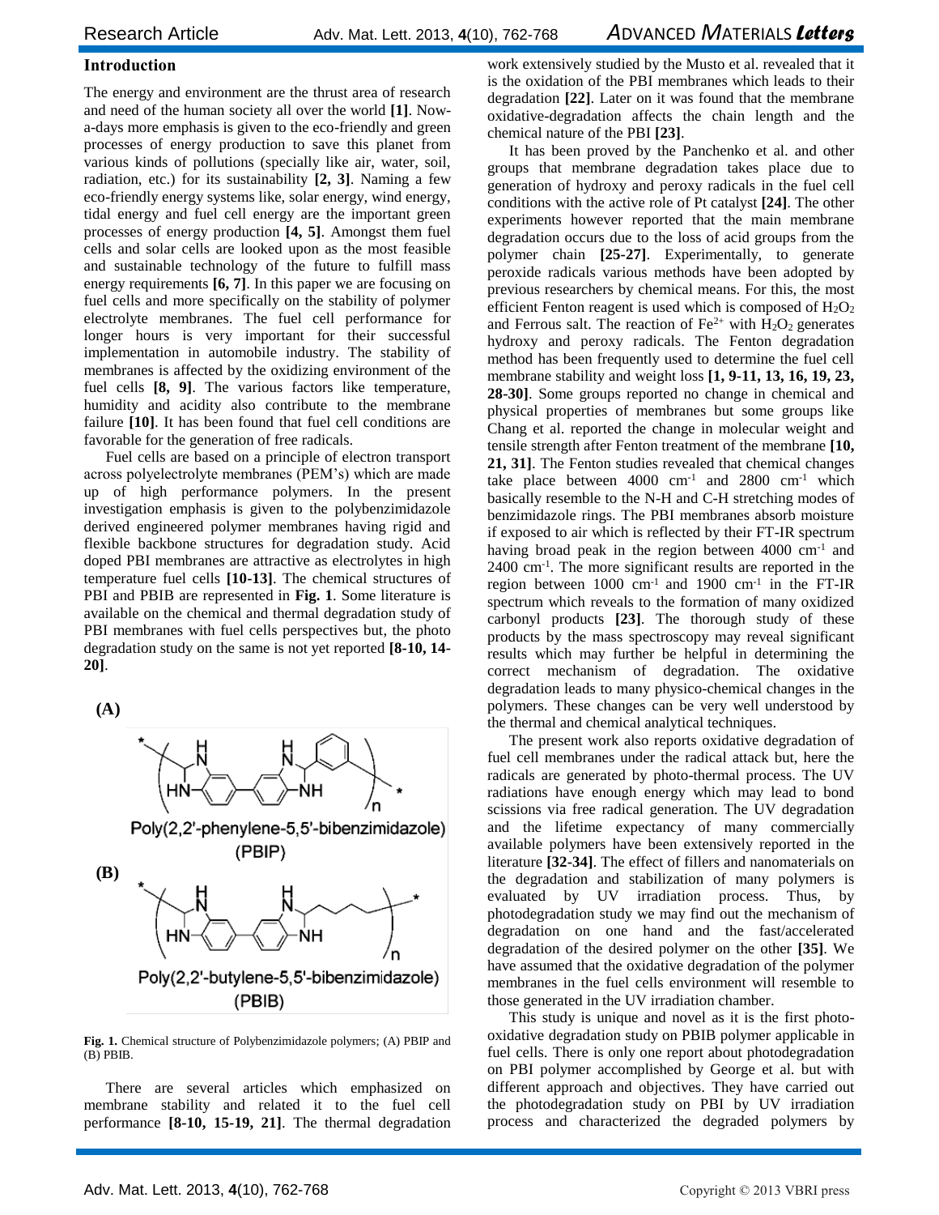## Introduction

The energy and environment are the thrust area of research and need of the human society all over the world **[1]**. Now-a-days more emphasis is given to the eco-friendly and green processes of energy production to save this planet from various kinds of pollutions (specially like air, water, soil, radiation, etc.) for its sustainability **[2, 3]**. Naming a few eco-friendly energy systems like, solar energy, wind energy, tidal energy and fuel cell energy are the important green processes of energy production **[4, 5]**. Amongst them fuel cells and solar cells are looked upon as the most feasible and sustainable technology of the future to fulfill mass energy requirements **[6, 7]**. In this paper we are focusing on fuel cells and more specifically on the stability of polymer electrolyte membranes. The fuel cell performance for longer hours is very important for their successful implementation in automobile industry. The stability of membranes is affected by the oxidizing environment of the fuel cells **[8, 9]**. The various factors like temperature, humidity and acidity also contribute to the membrane failure **[10]**. It has been found that fuel cell conditions are favorable for the generation of free radicals.

Fuel cells are based on a principle of electron transport across polyelectrolyte membranes (PEM's) which are made up of high performance polymers. In the present investigation emphasis is given to the polybenzimidazole derived engineered polymer membranes having rigid and flexible backbone structures for degradation study. Acid doped PBI membranes are attractive as electrolytes in high temperature fuel cells **[10-13]**. The chemical structures of PBI and PBIB are represented in **Fig. 1**. Some literature is available on the chemical and thermal degradation study of PBI membranes with fuel cells perspectives but, the photo degradation study on the same is not yet reported **[8-10, 14-20]**.

**(A)**

Poly(2,2'-phenylene-5,5'-bibenzimidazole) (PBIP)

**(B)**

Poly(2,2'-butylene-5,5'-bibenzimidazole) (PBIB)

**Fig. 1.** Chemical structure of Polybenzimidazole polymers; (A) PBIP and (B) PBIB.

There are several articles which emphasized on membrane stability and related it to the fuel cell performance **[8-10, 15-19, 21]**. The thermal degradation work extensively studied by the Musto et al. revealed that it is the oxidation of the PBI membranes which leads to their degradation **[22]**. Later on it was found that the membrane oxidative-degradation affects the chain length and the chemical nature of the PBI **[23]**.

It has been proved by the Panchenko et al. and other groups that membrane degradation takes place due to generation of hydroxy and peroxy radicals in the fuel cell conditions with the active role of Pt catalyst **[24]**. The other experiments however reported that the main membrane degradation occurs due to the loss of acid groups from the polymer chain **[25-27]**. Experimentally, to generate peroxide radicals various methods have been adopted by previous researchers by chemical means. For this, the most efficient Fenton reagent is used which is composed of $H_2O_2$ and Ferrous salt. The reaction of $Fe^{2+}$ with $H_2O_2$ generates hydroxy and peroxy radicals. The Fenton degradation method has been frequently used to determine the fuel cell membrane stability and weight loss **[1, 9-11, 13, 16, 19, 23, 28-30]**. Some groups reported no change in chemical and physical properties of membranes but some groups like Chang et al. reported the change in molecular weight and tensile strength after Fenton treatment of the membrane **[10, 21, 31]**. The Fenton studies revealed that chemical changes take place between 4000 $cm^{-1}$ and 2800 $cm^{-1}$ which basically resemble to the N-H and C-H stretching modes of benzimidazole rings. The PBI membranes absorb moisture if exposed to air which is reflected by their FT-IR spectrum having broad peak in the region between 4000 $cm^{-1}$ and 2400 $cm^{-1}$. The more significant results are reported in the region between 1000 $cm^{-1}$ and 1900 $cm^{-1}$ in the FT-IR spectrum which reveals to the formation of many oxidized carbonyl products **[23]**. The thorough study of these products by the mass spectroscopy may reveal significant results which may further be helpful in determining the correct mechanism of degradation. The oxidative degradation leads to many physico-chemical changes in the polymers. These changes can be very well understood by the thermal and chemical analytical techniques.

The present work also reports oxidative degradation of fuel cell membranes under the radical attack but, here the radicals are generated by photo-thermal process. The UV radiations have enough energy which may lead to bond scissions via free radical generation. The UV degradation and the lifetime expectancy of many commercially available polymers have been extensively reported in the literature **[32-34]**. The effect of fillers and nanomaterials on the degradation and stabilization of many polymers is evaluated by UV irradiation process. Thus, by photodegradation study we may find out the mechanism of degradation on one hand and the fast/accelerated degradation of the desired polymer on the other **[35]**. We have assumed that the oxidative degradation of the polymer membranes in the fuel cells environment will resemble to those generated in the UV irradiation chamber.

This study is unique and novel as it is the first photo-oxidative degradation study on PBIB polymer applicable in fuel cells. There is only one report about photodegradation on PBI polymer accomplished by George et al. but with different approach and objectives. They have carried out the photodegradation study on PBI by UV irradiation process and characterized the degraded polymers by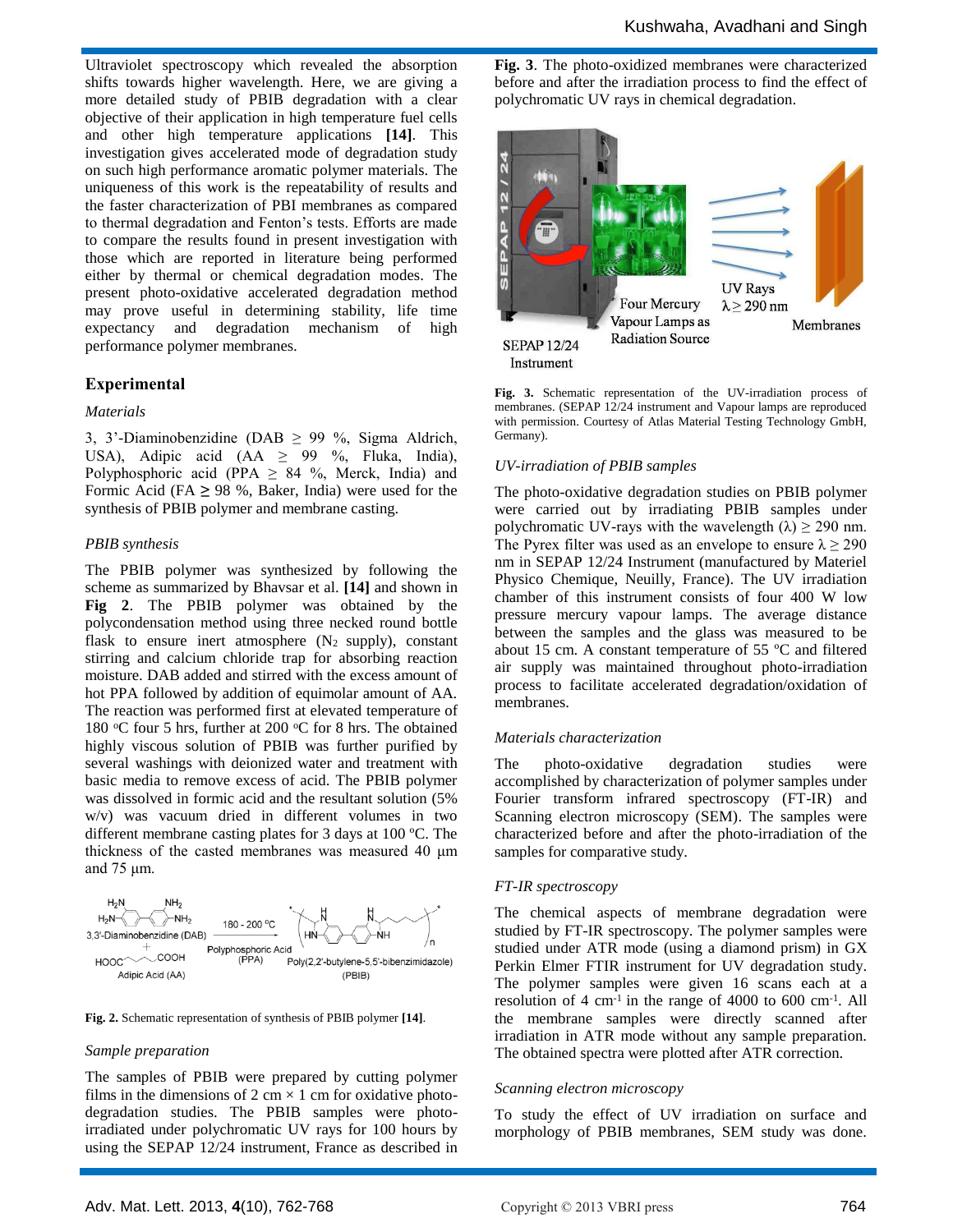Ultraviolet spectroscopy which revealed the absorption shifts towards higher wavelength. Here, we are giving a more detailed study of PBIB degradation with a clear objective of their application in high temperature fuel cells and other high temperature applications **[14]**. This investigation gives accelerated mode of degradation study on such high performance aromatic polymer materials. The uniqueness of this work is the repeatability of results and the faster characterization of PBI membranes as compared to thermal degradation and Fenton's tests. Efforts are made to compare the results found in present investigation with those which are reported in literature being performed either by thermal or chemical degradation modes. The present photo-oxidative accelerated degradation method may prove useful in determining stability, life time expectancy and degradation mechanism of high performance polymer membranes.

## Experimental

### *Materials*

3, 3'-Diaminobenzidine (DAB ≥ 99 %, Sigma Aldrich, USA), Adipic acid (AA ≥ 99 %, Fluka, India), Polyphosphoric acid (PPA ≥ 84 %, Merck, India) and Formic Acid (FA **≥** 98 %, Baker, India) were used for the synthesis of PBIB polymer and membrane casting.

### *PBIB synthesis*

The PBIB polymer was synthesized by following the scheme as summarized by Bhavsar et al. **[14]** and shown in **Fig 2**. The PBIB polymer was obtained by the polycondensation method using three necked round bottle flask to ensure inert atmosphere ($N_2$ supply), constant stirring and calcium chloride trap for absorbing reaction moisture. DAB added and stirred with the excess amount of hot PPA followed by addition of equimolar amount of AA. The reaction was performed first at elevated temperature of 180 ºC four 5 hrs, further at 200 ºC for 8 hrs. The obtained highly viscous solution of PBIB was further purified by several washings with deionized water and treatment with basic media to remove excess of acid. The PBIB polymer was dissolved in formic acid and the resultant solution (5% w/v) was vacuum dried in different volumes in two different membrane casting plates for 3 days at 100 ºC. The thickness of the casted membranes was measured 40 µm and 75 µm.

**Fig. 2.** Schematic representation of synthesis of PBIB polymer **[14]**.

### *Sample preparation*

The samples of PBIB were prepared by cutting polymer films in the dimensions of 2 cm × 1 cm for oxidative photo-degradation studies. The PBIB samples were photo-irradiated under polychromatic UV rays for 100 hours by using the SEPAP 12/24 instrument, France as described in **Fig. 3**. The photo-oxidized membranes were characterized before and after the irradiation process to find the effect of polychromatic UV rays in chemical degradation.

**Fig. 3.** Schematic representation of the UV-irradiation process of membranes. (SEPAP 12/24 instrument and Vapour lamps are reproduced with permission. Courtesy of Atlas Material Testing Technology GmbH, Germany).

### *UV-irradiation of PBIB samples*

The photo-oxidative degradation studies on PBIB polymer were carried out by irradiating PBIB samples under polychromatic UV-rays with the wavelength (λ) ≥ 290 nm. The Pyrex filter was used as an envelope to ensure λ ≥ 290 nm in SEPAP 12/24 Instrument (manufactured by Materiel Physico Chemique, Neuilly, France). The UV irradiation chamber of this instrument consists of four 400 W low pressure mercury vapour lamps. The average distance between the samples and the glass was measured to be about 15 cm. A constant temperature of 55 ºC and filtered air supply was maintained throughout photo-irradiation process to facilitate accelerated degradation/oxidation of membranes.

### *Materials characterization*

The photo-oxidative degradation studies were accomplished by characterization of polymer samples under Fourier transform infrared spectroscopy (FT-IR) and Scanning electron microscopy (SEM). The samples were characterized before and after the photo-irradiation of the samples for comparative study.

### *FT-IR spectroscopy*

The chemical aspects of membrane degradation were studied by FT-IR spectroscopy. The polymer samples were studied under ATR mode (using a diamond prism) in GX Perkin Elmer FTIR instrument for UV degradation study. The polymer samples were given 16 scans each at a resolution of 4 $cm^{-1}$ in the range of 4000 to 600 $cm^{-1}$. All the membrane samples were directly scanned after irradiation in ATR mode without any sample preparation. The obtained spectra were plotted after ATR correction.

### *Scanning electron microscopy*

To study the effect of UV irradiation on surface and morphology of PBIB membranes, SEM study was done.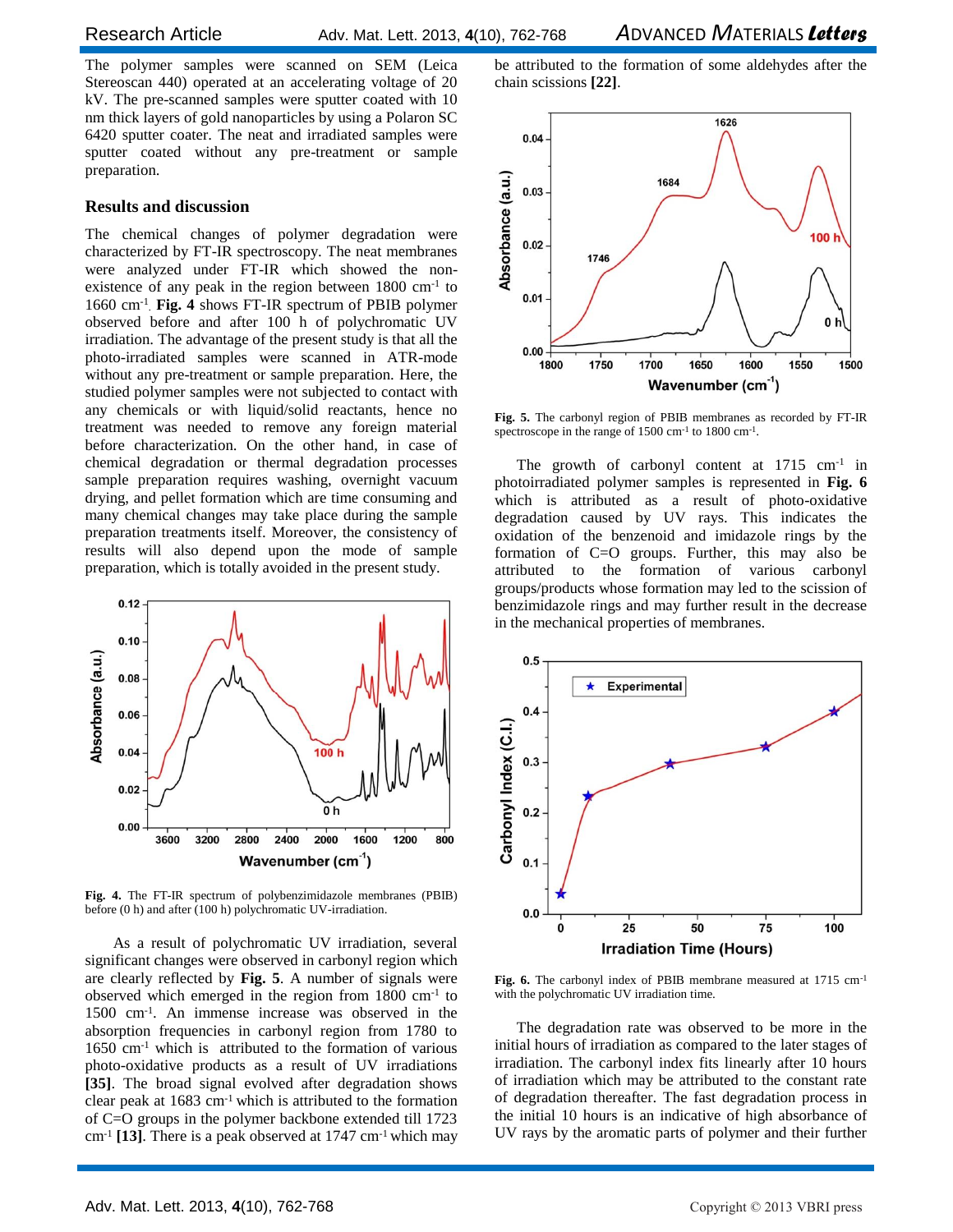The polymer samples were scanned on SEM (Leica Stereoscan 440) operated at an accelerating voltage of 20 kV. The pre-scanned samples were sputter coated with 10 nm thick layers of gold nanoparticles by using a Polaron SC 6420 sputter coater. The neat and irradiated samples were sputter coated without any pre-treatment or sample preparation.

## Results and discussion

The chemical changes of polymer degradation were characterized by FT-IR spectroscopy. The neat membranes were analyzed under FT-IR which showed the non-existence of any peak in the region between 1800 cm$^{-1}$ to 1660 cm$^{-1}$. **Fig. 4** shows FT-IR spectrum of PBIB polymer observed before and after 100 h of polychromatic UV irradiation. The advantage of the present study is that all the photo-irradiated samples were scanned in ATR-mode without any pre-treatment or sample preparation. Here, the studied polymer samples were not subjected to contact with any chemicals or with liquid/solid reactants, hence no treatment was needed to remove any foreign material before characterization. On the other hand, in case of chemical degradation or thermal degradation processes sample preparation requires washing, overnight vacuum drying, and pellet formation which are time consuming and many chemical changes may take place during the sample preparation treatments itself. Moreover, the consistency of results will also depend upon the mode of sample preparation, which is totally avoided in the present study.

**Fig. 4.** The FT-IR spectrum of polybenzimidazole membranes (PBIB) before (0 h) and after (100 h) polychromatic UV-irradiation.

As a result of polychromatic UV irradiation, several significant changes were observed in carbonyl region which are clearly reflected by **Fig. 5**. A number of signals were observed which emerged in the region from 1800 cm$^{-1}$ to 1500 cm$^{-1}$. An immense increase was observed in the absorption frequencies in carbonyl region from 1780 to 1650 cm$^{-1}$ which is attributed to the formation of various photo-oxidative products as a result of UV irradiations **[35]**. The broad signal evolved after degradation shows clear peak at 1683 cm$^{-1}$ which is attributed to the formation of C=O groups in the polymer backbone extended till 1723 cm$^{-1}$ **[13]**. There is a peak observed at 1747 cm$^{-1}$ which may be attributed to the formation of some aldehydes after the chain scissions **[22]**.

**Fig. 5.** The carbonyl region of PBIB membranes as recorded by FT-IR spectroscope in the range of 1500 cm$^{-1}$ to 1800 cm$^{-1}$.

The growth of carbonyl content at 1715 cm$^{-1}$ in photoirradiated polymer samples is represented in **Fig. 6** which is attributed as a result of photo-oxidative degradation caused by UV rays. This indicates the oxidation of the benzenoid and imidazole rings by the formation of C=O groups. Further, this may also be attributed to the formation of various carbonyl groups/products whose formation may led to the scission of benzimidazole rings and may further result in the decrease in the mechanical properties of membranes.

**Fig. 6.** The carbonyl index of PBIB membrane measured at 1715 cm$^{-1}$ with the polychromatic UV irradiation time.

The degradation rate was observed to be more in the initial hours of irradiation as compared to the later stages of irradiation. The carbonyl index fits linearly after 10 hours of irradiation which may be attributed to the constant rate of degradation thereafter. The fast degradation process in the initial 10 hours is an indicative of high absorbance of UV rays by the aromatic parts of polymer and their further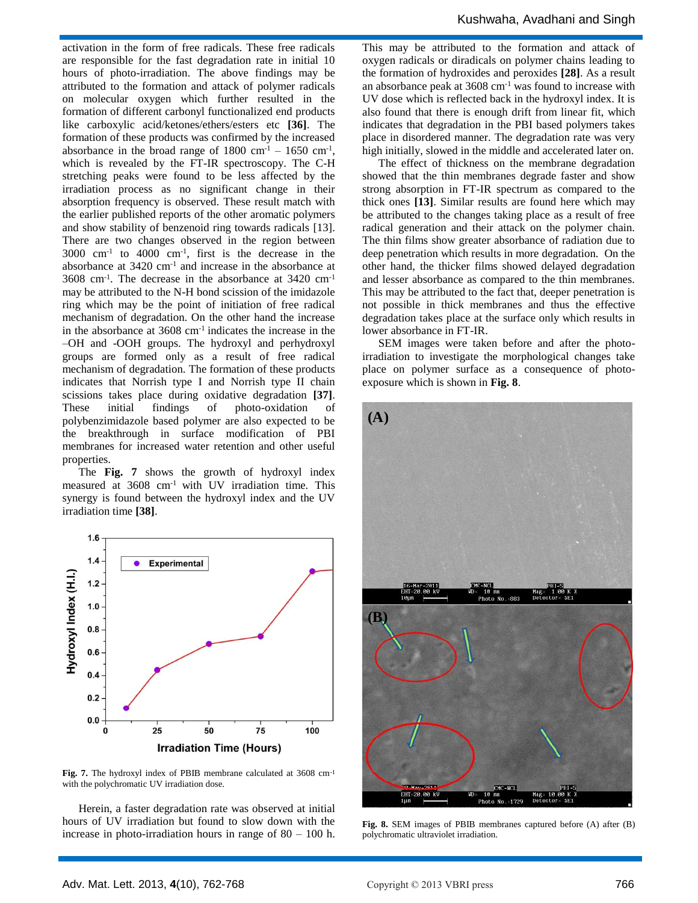activation in the form of free radicals. These free radicals are responsible for the fast degradation rate in initial 10 hours of photo-irradiation. The above findings may be attributed to the formation and attack of polymer radicals on molecular oxygen which further resulted in the formation of different carbonyl functionalized end products like carboxylic acid/ketones/ethers/esters etc **[36]**. The formation of these products was confirmed by the increased absorbance in the broad range of 1800 $cm^{-1}$ – 1650 $cm^{-1}$, which is revealed by the FT-IR spectroscopy. The C-H stretching peaks were found to be less affected by the irradiation process as no significant change in their absorption frequency is observed. These result match with the earlier published reports of the other aromatic polymers and show stability of benzenoid ring towards radicals [13]. There are two changes observed in the region between 3000 $cm^{-1}$ to 4000 $cm^{-1}$, first is the decrease in the absorbance at 3420 $cm^{-1}$ and increase in the absorbance at 3608 $cm^{-1}$. The decrease in the absorbance at 3420 $cm^{-1}$ may be attributed to the N-H bond scission of the imidazole ring which may be the point of initiation of free radical mechanism of degradation. On the other hand the increase in the absorbance at 3608 $cm^{-1}$ indicates the increase in the –OH and -OOH groups. The hydroxyl and perhydroxyl groups are formed only as a result of free radical mechanism of degradation. The formation of these products indicates that Norrish type I and Norrish type II chain scissions takes place during oxidative degradation **[37]**. These initial findings of photo-oxidation of polybenzimidazole based polymer are also expected to be the breakthrough in surface modification of PBI membranes for increased water retention and other useful properties.

The **Fig. 7** shows the growth of hydroxyl index measured at 3608 $cm^{-1}$ with UV irradiation time. This synergy is found between the hydroxyl index and the UV irradiation time **[38]**.

**Fig. 7.** The hydroxyl index of PBIB membrane calculated at 3608 $cm^{-1}$ with the polychromatic UV irradiation dose.

Herein, a faster degradation rate was observed at initial hours of UV irradiation but found to slow down with the increase in photo-irradiation hours in range of 80 – 100 h. This may be attributed to the formation and attack of oxygen radicals or diradicals on polymer chains leading to the formation of hydroxides and peroxides **[28]**. As a result an absorbance peak at 3608 $cm^{-1}$ was found to increase with UV dose which is reflected back in the hydroxyl index. It is also found that there is enough drift from linear fit, which indicates that degradation in the PBI based polymers takes place in disordered manner. The degradation rate was very high initially, slowed in the middle and accelerated later on.

The effect of thickness on the membrane degradation showed that the thin membranes degrade faster and show strong absorption in FT-IR spectrum as compared to the thick ones **[13]**. Similar results are found here which may be attributed to the changes taking place as a result of free radical generation and their attack on the polymer chain. The thin films show greater absorbance of radiation due to deep penetration which results in more degradation. On the other hand, the thicker films showed delayed degradation and lesser absorbance as compared to the thin membranes. This may be attributed to the fact that, deeper penetration is not possible in thick membranes and thus the effective degradation takes place at the surface only which results in lower absorbance in FT-IR.

SEM images were taken before and after the photo-irradiation to investigate the morphological changes take place on polymer surface as a consequence of photo-exposure which is shown in **Fig. 8**.

**Fig. 8.** SEM images of PBIB membranes captured before (A) after (B) polychromatic ultraviolet irradiation.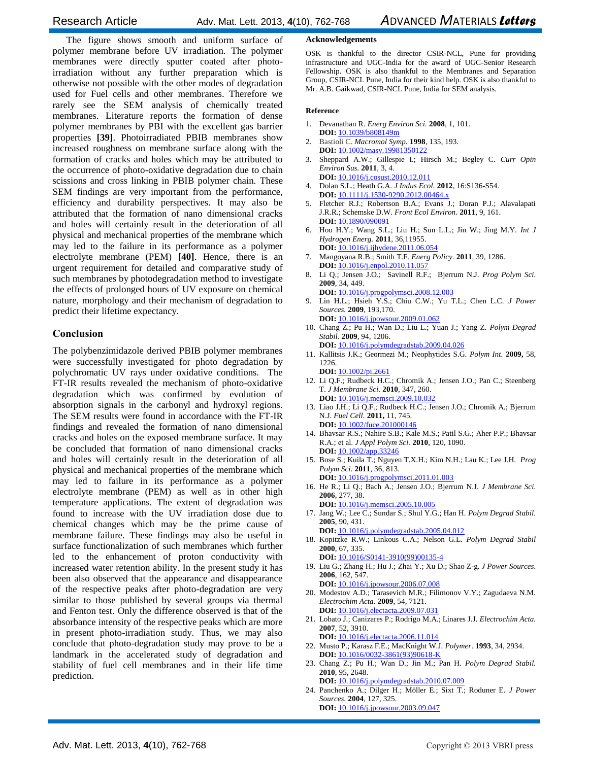The figure shows smooth and uniform surface of polymer membrane before UV irradiation. The polymer membranes were directly sputter coated after photo-irradiation without any further preparation which is otherwise not possible with the other modes of degradation used for Fuel cells and other membranes. Therefore we rarely see the SEM analysis of chemically treated membranes. Literature reports the formation of dense polymer membranes by PBI with the excellent gas barrier properties **[39]**. Photoirradiated PBIB membranes show increased roughness on membrane surface along with the formation of cracks and holes which may be attributed to the occurrence of photo-oxidative degradation due to chain scissions and cross linking in PBIB polymer chain. These SEM findings are very important from the performance, efficiency and durability perspectives. It may also be attributed that the formation of nano dimensional cracks and holes will certainly result in the deterioration of all physical and mechanical properties of the membrane which may led to the failure in its performance as a polymer electrolyte membrane (PEM) **[40]**. Hence, there is an urgent requirement for detailed and comparative study of such membranes by photodegradation method to investigate the effects of prolonged hours of UV exposure on chemical nature, morphology and their mechanism of degradation to predict their lifetime expectancy.

## Conclusion

The polybenzimidazole derived PBIB polymer membranes were successfully investigated for photo degradation by polychromatic UV rays under oxidative conditions. The FT-IR results revealed the mechanism of photo-oxidative degradation which was confirmed by evolution of absorption signals in the carbonyl and hydroxyl regions. The SEM results were found in accordance with the FT-IR findings and revealed the formation of nano dimensional cracks and holes on the exposed membrane surface. It may be concluded that formation of nano dimensional cracks and holes will certainly result in the deterioration of all physical and mechanical properties of the membrane which may led to failure in its performance as a polymer electrolyte membrane (PEM) as well as in other high temperature applications. The extent of degradation was found to increase with the UV irradiation dose due to chemical changes which may be the prime cause of membrane failure. These findings may also be useful in surface functionalization of such membranes which further led to the enhancement of proton conductivity with increased water retention ability. In the present study it has been also observed that the appearance and disappearance of the respective peaks after photo-degradation are very similar to those published by several groups via thermal and Fenton test. Only the difference observed is that of the absorbance intensity of the respective peaks which are more in present photo-irradiation study. Thus, we may also conclude that photo-degradation study may prove to be a landmark in the accelerated study of degradation and stability of fuel cell membranes and in their life time prediction.

### Acknowledgements

OSK is thankful to the director CSIR-NCL, Pune for providing infrastructure and UGC-India for the award of UGC-Senior Research Fellowship. OSK is also thankful to the Membranes and Separation Group, CSIR-NCL Pune, India for their kind help. OSK is also thankful to Mr. A.B. Gaikwad, CSIR-NCL Pune, India for SEM analysis.

### Reference

1. Devanathan R. *Energ Environ Sci.* **2008**, 1, 101. **DOI:** 10.1039/b808149m
2. Bastioli C. *Macromol Symp.* **1998**, 135, 193. **DOI:** 10.1002/masy.19981350122
3. Sheppard A.W.; Gillespie I.; Hirsch M.; Begley C. *Curr Opin Environ Sus.* **2011**, 3, 4. **DOI:** 10.1016/j.cosust.2010.12.011
4. Dolan S.L.; Heath G.A. *J Indus Ecol.* **2012**, 16:S136-S54. **DOI:** 10.1111/j.1530-9290.2012.00464.x
5. Fletcher R.J.; Robertson B.A.; Evans J.; Doran P.J.; Alavalapati J.R.R.; Schemske D.W. *Front Ecol Environ.* **2011**, 9, 161. **DOI:** 10.1890/090091
6. Hou H.Y.; Wang S.L.; Liu H.; Sun L.L.; Jin W.; Jing M.Y. *Int J Hydrogen Energ.* **2011**, 36,11955. **DOI:** 10.1016/j.ijhydene.2011.06.054
7. Mangoyana R.B.; Smith T.F. *Energ Policy.* **2011**, 39, 1286. **DOI:** 10.1016/j.enpol.2010.11.057
8. Li Q.; Jensen J.O.; Savinell R.F.; Bjerrum N.J. *Prog Polym Sci.* **2009**, 34, 449. **DOI:** 10.1016/j.progpolymsci.2008.12.003
9. Lin H.L.; Hsieh Y.S.; Chiu C.W.; Yu T.L.; Chen L.C. *J Power Sources.* **2009**, 193,170. **DOI:** 10.1016/j.jpowsour.2009.01.062
10. Chang Z.; Pu H.; Wan D.; Liu L.; Yuan J.; Yang Z. *Polym Degrad Stabil.* **2009**, 94, 1206. **DOI:** 10.1016/j.polymdegradstab.2009.04.026
11. Kallitsis J.K.; Geormezi M.; Neophytides S.G. *Polym Int.* **2009,** 58, 1226. **DOI:** 10.1002/pi.2661
12. Li Q.F.; Rudbeck H.C.; Chromik A.; Jensen J.O.; Pan C.; Steenberg T. *J Membrane Sci.* **2010**, 347, 260. **DOI:** 10.1016/j.memsci.2009.10.032
13. Liao J.H.; Li Q.F.; Rudbeck H.C.; Jensen J.O.; Chromik A.; Bjerrum N.J. *Fuel Cell.* **2011,** 11, 745. **DOI:** 10.1002/fuce.201000146
14. Bhavsar R.S.; Nahire S.B.; Kale M.S.; Patil S.G.; Aher P.P.; Bhavsar R.A.; et al. *J Appl Polym Sci.* **2010**, 120, 1090. **DOI:** 10.1002/app.33246
15. Bose S.; Kuila T.; Nguyen T.X.H.; Kim N.H.; Lau K.; Lee J.H. *Prog Polym Sci.* **2011**, 36, 813. **DOI:** 10.1016/j.progpolymsci.2011.01.003
16. He R.; Li Q.; Bach A.; Jensen J.O.; Bjerrum N.J. *J Membrane Sci.* **2006**, 277, 38. **DOI:** 10.1016/j.memsci.2005.10.005
17. Jang W.; Lee C.; Sundar S.; Shul Y.G.; Han H. *Polym Degrad Stabil.* **2005**, 90, 431. **DOI:** 10.1016/j.polymdegradstab.2005.04.012
18. Kopitzke R.W.; Linkous C.A.; Nelson G.L. *Polym Degrad Stabil* **2000**, 67, 335. **DOI:** 10.1016/S0141-3910(99)00135-4
19. Liu G.; Zhang H.; Hu J.; Zhai Y.; Xu D.; Shao Z-g. *J Power Sources.* **2006**, 162, 547. **DOI:** 10.1016/j.jpowsour.2006.07.008
20. Modestov A.D.; Tarasevich M.R.; Filimonov V.Y.; Zagudaeva N.M. *Electrochim Acta.* **2009**, 54, 7121. **DOI:** 10.1016/j.electacta.2009.07.031
21. Lobato J.; Canizares P.; Rodrigo M.A.; Linares J.J. *Electrochim Acta.* **2007**, 52, 3910. **DOI:** 10.1016/j.electacta.2006.11.014
22. Musto P.; Karasz F.E.; MacKnight W.J. *Polymer.* **1993**, 34, 2934. **DOI:** 10.1016/0032-3861(93)90618-K
23. Chang Z.; Pu H.; Wan D.; Jin M.; Pan H. *Polym Degrad Stabil.* **2010**, 95, 2648. **DOI:** 10.1016/j.polymdegradstab.2010.07.009
24. Panchenko A.; Dilger H.; Möller E.; Sixt T.; Roduner E. *J Power Sources.* **2004**, 127, 325. **DOI:** 10.1016/j.jpowsour.2003.09.047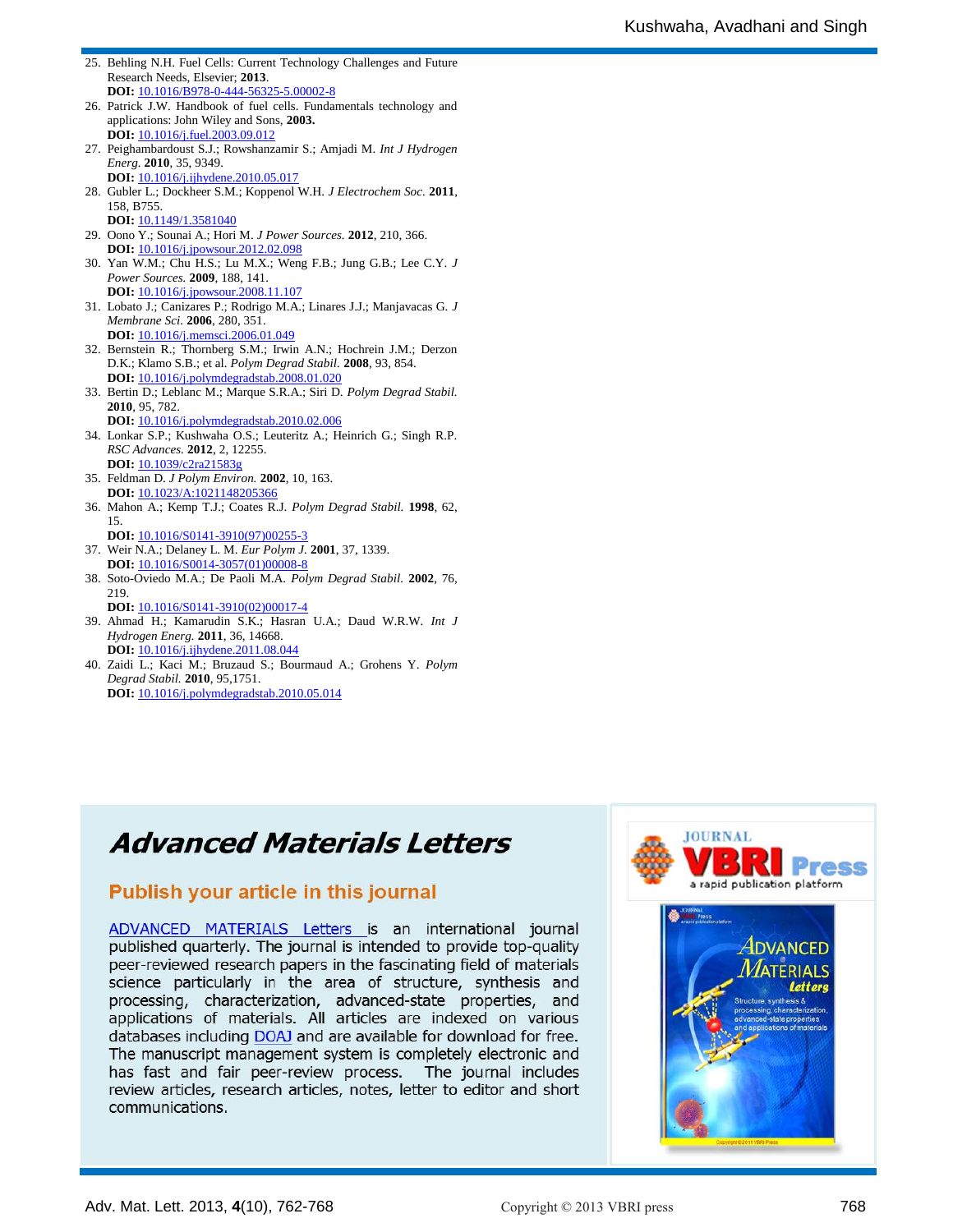25. Behling N.H. Fuel Cells: Current Technology Challenges and Future Research Needs, Elsevier; **2013**.
**DOI:** 10.1016/B978-0-444-56325-5.00002-8
26. Patrick J.W. Handbook of fuel cells. Fundamentals technology and applications: John Wiley and Sons, **2003.**
**DOI:** 10.1016/j.fuel.2003.09.012
27. Peighambardoust S.J.; Rowshanzamir S.; Amjadi M. *Int J Hydrogen Energ.* **2010**, 35, 9349.
**DOI:** 10.1016/j.ijhydene.2010.05.017
28. Gubler L.; Dockheer S.M.; Koppenol W.H. *J Electrochem Soc.* **2011**, 158, B755.
**DOI:** 10.1149/1.3581040
29. Oono Y.; Sounai A.; Hori M. *J Power Sources.* **2012**, 210, 366.
**DOI:** 10.1016/j.jpowsour.2012.02.098
30. Yan W.M.; Chu H.S.; Lu M.X.; Weng F.B.; Jung G.B.; Lee C.Y. *J Power Sources.* **2009**, 188, 141.
**DOI:** 10.1016/j.jpowsour.2008.11.107
31. Lobato J.; Canizares P.; Rodrigo M.A.; Linares J.J.; Manjavacas G. *J Membrane Sci.* **2006**, 280, 351.
**DOI:** 10.1016/j.memsci.2006.01.049
32. Bernstein R.; Thornberg S.M.; Irwin A.N.; Hochrein J.M.; Derzon D.K.; Klamo S.B.; et al. *Polym Degrad Stabil.* **2008**, 93, 854.
**DOI:** 10.1016/j.polymdegradstab.2008.01.020
33. Bertin D.; Leblanc M.; Marque S.R.A.; Siri D. *Polym Degrad Stabil.* **2010**, 95, 782.
**DOI:** 10.1016/j.polymdegradstab.2010.02.006
34. Lonkar S.P.; Kushwaha O.S.; Leuteritz A.; Heinrich G.; Singh R.P. *RSC Advances.* **2012**, 2, 12255.
**DOI:** 10.1039/c2ra21583g
35. Feldman D. *J Polym Environ.* **2002**, 10, 163.
**DOI:** 10.1023/A:1021148205366
36. Mahon A.; Kemp T.J.; Coates R.J. *Polym Degrad Stabil.* **1998**, 62, 15.
**DOI:** 10.1016/S0141-3910(97)00255-3
37. Weir N.A.; Delaney L. M. *Eur Polym J.* **2001**, 37, 1339.
**DOI:** 10.1016/S0014-3057(01)00008-8
38. Soto-Oviedo M.A.; De Paoli M.A. *Polym Degrad Stabil.* **2002**, 76, 219.
**DOI:** 10.1016/S0141-3910(02)00017-4
39. Ahmad H.; Kamarudin S.K.; Hasran U.A.; Daud W.R.W. *Int J Hydrogen Energ.* **2011**, 36, 14668.
**DOI:** 10.1016/j.ijhydene.2011.08.044
40. Zaidi L.; Kaci M.; Bruzaud S.; Bourmaud A.; Grohens Y. *Polym Degrad Stabil.* **2010**, 95,1751.
**DOI:** 10.1016/j.polymdegradstab.2010.05.014

## Advanced Materials Letters

### Publish your article in this journal

ADVANCED MATERIALS Letters is an international journal published quarterly. The journal is intended to provide top-quality peer-reviewed research papers in the fascinating field of materials science particularly in the area of structure, synthesis and processing, characterization, advanced-state properties, and applications of materials. All articles are indexed on various databases including DOAJ and are available for download for free. The manuscript management system is completely electronic and has fast and fair peer-review process. The journal includes review articles, research articles, notes, letter to editor and short communications.